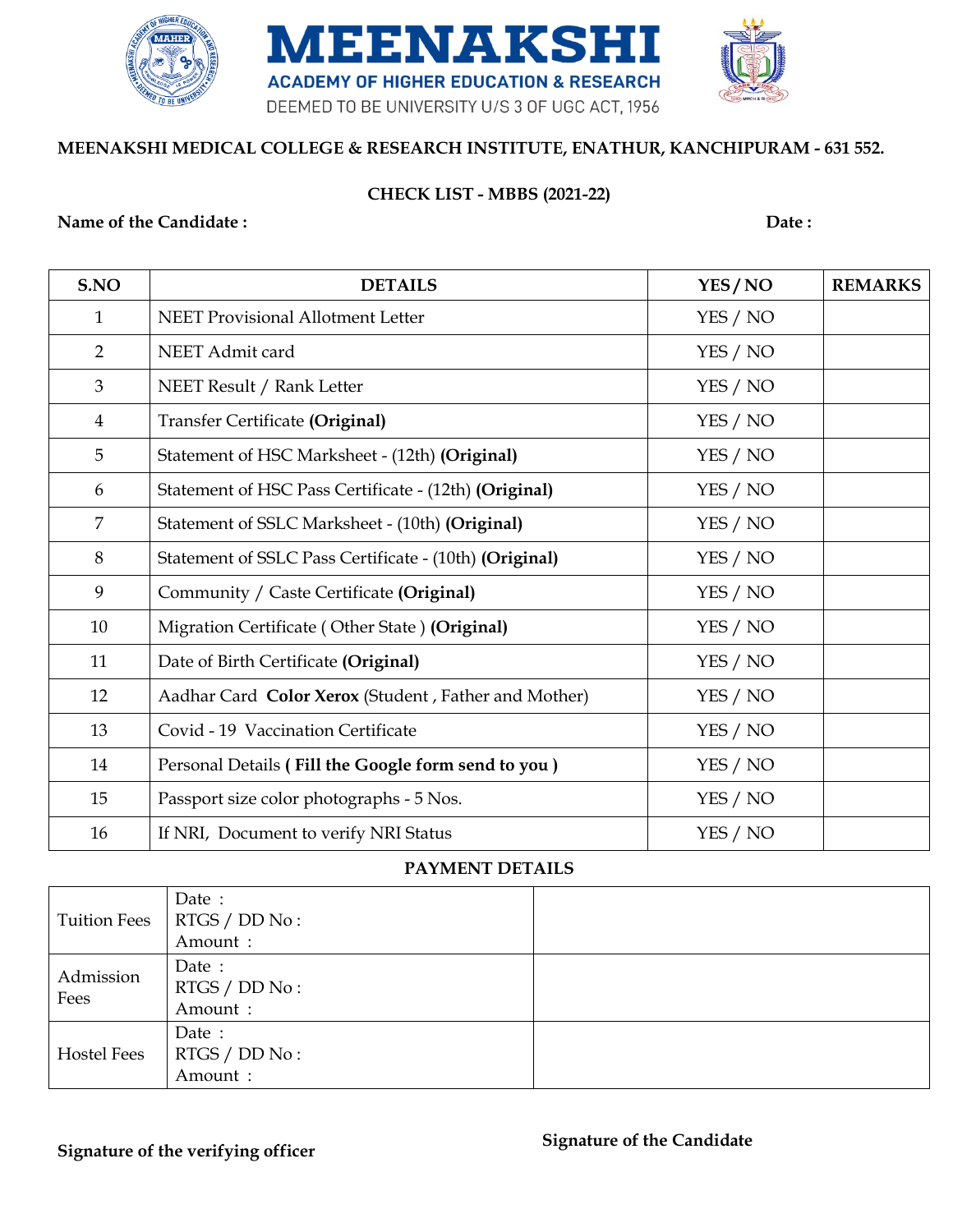# MEENAKSHI

**ACADEMY OF HIGHER EDUCATION & RESEARCH**

DEEMED TO BE UNIVERSITY U/S 3 OF UGC ACT, 1956

**MEENAKSHI MEDICAL COLLEGE & RESEARCH INSTITUTE, ENATHUR, KANCHIPURAM - 631 552.**

## CHECK LIST - MBBS (2021-22)

**Name of the Candidate :** **Date :**

| S.NO | DETAILS | YES / NO | REMARKS |
|---|---|---|---|
| 1 | NEET Provisional Allotment Letter | YES / NO | |
| 2 | NEET Admit card | YES / NO | |
| 3 | NEET Result / Rank Letter | YES / NO | |
| 4 | Transfer Certificate **(Original)** | YES / NO | |
| 5 | Statement of HSC Marksheet - (12th) **(Original)** | YES / NO | |
| 6 | Statement of HSC Pass Certificate - (12th) **(Original)** | YES / NO | |
| 7 | Statement of SSLC Marksheet - (10th) **(Original)** | YES / NO | |
| 8 | Statement of SSLC Pass Certificate - (10th) **(Original)** | YES / NO | |
| 9 | Community / Caste Certificate **(Original)** | YES / NO | |
| 10 | Migration Certificate ( Other State ) **(Original)** | YES / NO | |
| 11 | Date of Birth Certificate **(Original)** | YES / NO | |
| 12 | Aadhar Card **Color Xerox** (Student , Father and Mother) | YES / NO | |
| 13 | Covid - 19 Vaccination Certificate | YES / NO | |
| 14 | Personal Details **( Fill the Google form send to you )** | YES / NO | |
| 15 | Passport size color photographs - 5 Nos. | YES / NO | |
| 16 | If NRI, Document to verify NRI Status | YES / NO | |

### PAYMENT DETAILS

| | | |
|---|---|---|
| Tuition Fees | Date :<br>RTGS / DD No :<br>Amount : | |
| Admission Fees | Date :<br>RTGS / DD No :<br>Amount : | |
| Hostel Fees | Date :<br>RTGS / DD No :<br>Amount : | |

**Signature of the verifying officer**

**Signature of the Candidate**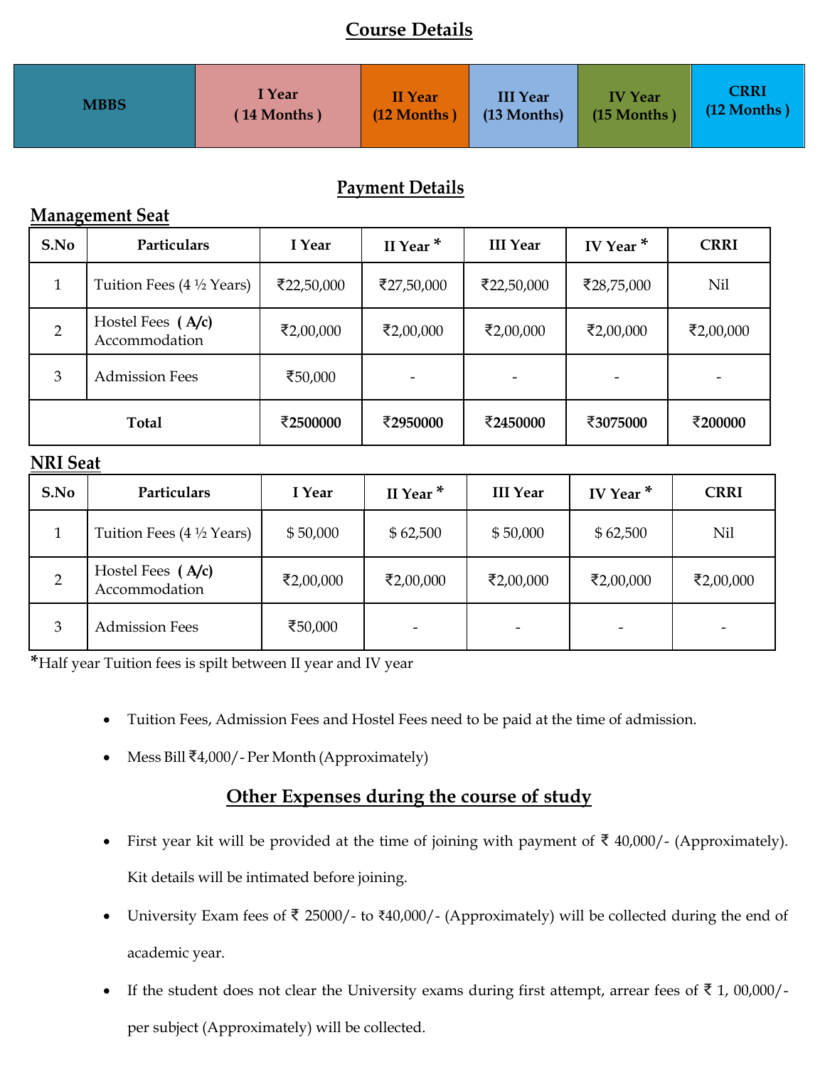## Course Details

| MBBS | I Year ( 14 Months ) | II Year (12 Months ) | III Year (13 Months) | IV Year (15 Months ) | CRRI (12 Months ) |
|---|---|---|---|---|---|

## Payment Details

### Management Seat

| S.No | Particulars | I Year | II Year * | III Year | IV Year * | CRRI |
|---|---|---|---|---|---|---|
| 1 | Tuition Fees (4 ½ Years) | ₹22,50,000 | ₹27,50,000 | ₹22,50,000 | ₹28,75,000 | Nil |
| 2 | Hostel Fees **( A/c)** Accommodation | ₹2,00,000 | ₹2,00,000 | ₹2,00,000 | ₹2,00,000 | ₹2,00,000 |
| 3 | Admission Fees | ₹50,000 | - | - | - | - |
| **Total** | | **₹2500000** | **₹2950000** | **₹2450000** | **₹3075000** | **₹200000** |

### NRI Seat

| S.No | Particulars | I Year | II Year * | III Year | IV Year * | CRRI |
|---|---|---|---|---|---|---|
| 1 | Tuition Fees (4 ½ Years) | $ 50,000 | $ 62,500 | $ 50,000 | $ 62,500 | Nil |
| 2 | Hostel Fees **( A/c)** Accommodation | ₹2,00,000 | ₹2,00,000 | ₹2,00,000 | ₹2,00,000 | ₹2,00,000 |
| 3 | Admission Fees | ₹50,000 | - | - | - | - |

*Half year Tuition fees is spilt between II year and IV year

- Tuition Fees, Admission Fees and Hostel Fees need to be paid at the time of admission.
- Mess Bill ₹4,000/- Per Month (Approximately)

## Other Expenses during the course of study

- First year kit will be provided at the time of joining with payment of ₹ 40,000/- (Approximately). Kit details will be intimated before joining.
- University Exam fees of ₹ 25000/- to ₹40,000/- (Approximately) will be collected during the end of academic year.
- If the student does not clear the University exams during first attempt, arrear fees of ₹ 1, 00,000/- per subject (Approximately) will be collected.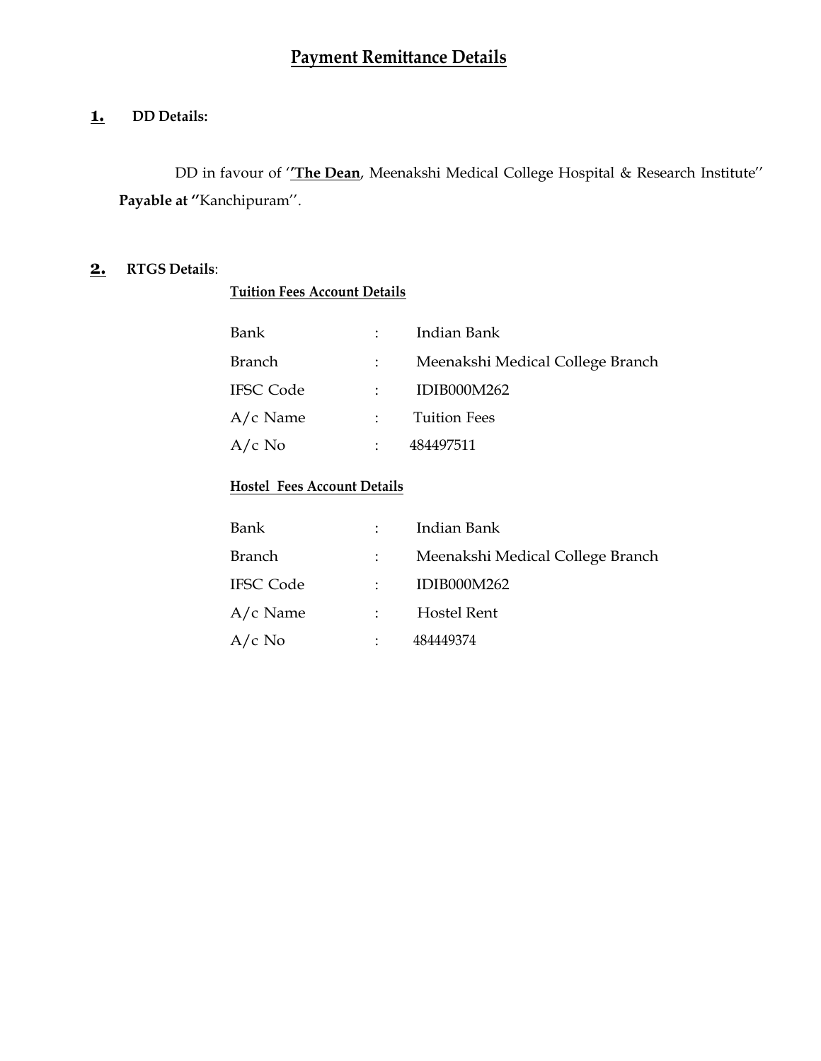# Payment Remittance Details

**1.** **DD Details:**

DD in favour of ‘‘**The Dean**, Meenakshi Medical College Hospital & Research Institute’’ **Payable at ‘‘**Kanchipuram’’.

**2.** **RTGS Details**:

**Tuition Fees Account Details**

| | | |
|---|---|---|
| Bank | : | Indian Bank |
| Branch | : | Meenakshi Medical College Branch |
| IFSC Code | : | IDIB000M262 |
| A/c Name | : | Tuition Fees |
| A/c No | : | 484497511 |

**Hostel Fees Account Details**

| | | |
|---|---|---|
| Bank | : | Indian Bank |
| Branch | : | Meenakshi Medical College Branch |
| IFSC Code | : | IDIB000M262 |
| A/c Name | : | Hostel Rent |
| A/c No | : | 484449374 |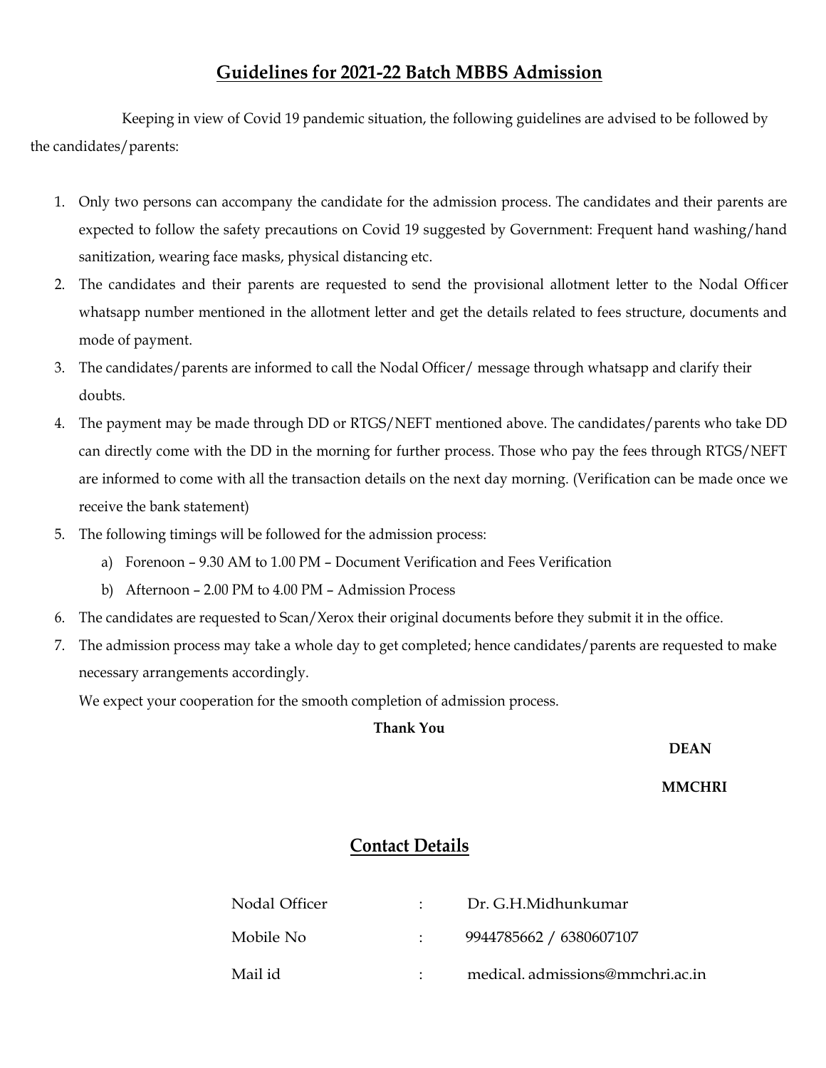## Guidelines for 2021-22 Batch MBBS Admission

Keeping in view of Covid 19 pandemic situation, the following guidelines are advised to be followed by the candidates/parents:

1. Only two persons can accompany the candidate for the admission process. The candidates and their parents are expected to follow the safety precautions on Covid 19 suggested by Government: Frequent hand washing/hand sanitization, wearing face masks, physical distancing etc.
2. The candidates and their parents are requested to send the provisional allotment letter to the Nodal Officer whatsapp number mentioned in the allotment letter and get the details related to fees structure, documents and mode of payment.
3. The candidates/parents are informed to call the Nodal Officer/ message through whatsapp and clarify their doubts.
4. The payment may be made through DD or RTGS/NEFT mentioned above. The candidates/parents who take DD can directly come with the DD in the morning for further process. Those who pay the fees through RTGS/NEFT are informed to come with all the transaction details on the next day morning. (Verification can be made once we receive the bank statement)
5. The following timings will be followed for the admission process:
   a) Forenoon – 9.30 AM to 1.00 PM – Document Verification and Fees Verification
   b) Afternoon – 2.00 PM to 4.00 PM – Admission Process
6. The candidates are requested to Scan/Xerox their original documents before they submit it in the office.
7. The admission process may take a whole day to get completed; hence candidates/parents are requested to make necessary arrangements accordingly.

We expect your cooperation for the smooth completion of admission process.

**Thank You**

**DEAN**

**MMCHRI**

## Contact Details

| | | |
|---|---|---|
| Nodal Officer | : | Dr. G.H.Midhunkumar |
| Mobile No | : | 9944785662 / 6380607107 |
| Mail id | : | medical. admissions@mmchri.ac.in |